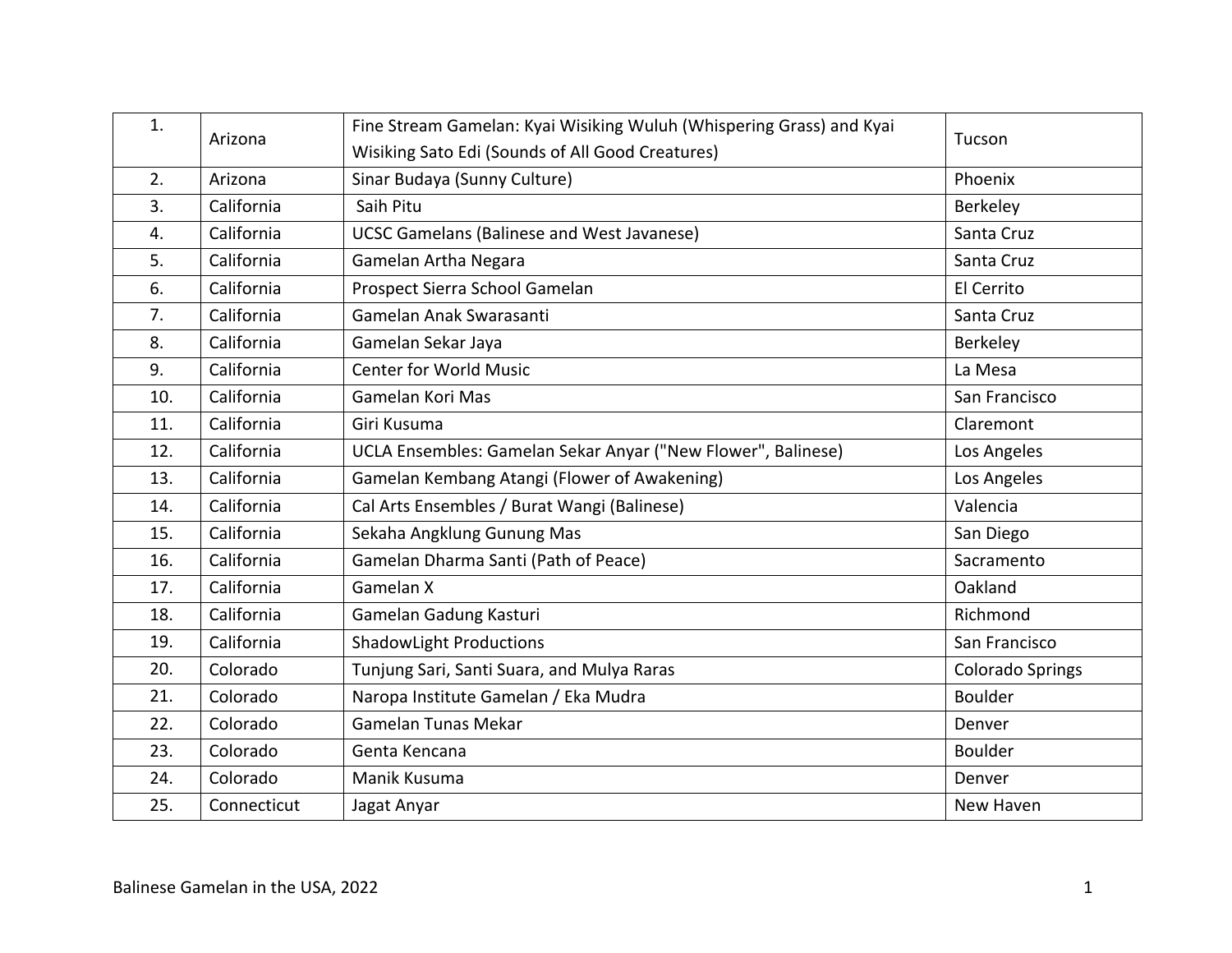| 1. | Arizona | Fine Stream Gamelan: Kyai Wisiking Wuluh (Whispering Grass) and Kyai Wisiking Sato Edi (Sounds of All Good Creatures) | Tucson |
|---|---|---|---|
| 2. | Arizona | Sinar Budaya (Sunny Culture) | Phoenix |
| 3. | California | Saih Pitu | Berkeley |
| 4. | California | UCSC Gamelans (Balinese and West Javanese) | Santa Cruz |
| 5. | California | Gamelan Artha Negara | Santa Cruz |
| 6. | California | Prospect Sierra School Gamelan | El Cerrito |
| 7. | California | Gamelan Anak Swarasanti | Santa Cruz |
| 8. | California | Gamelan Sekar Jaya | Berkeley |
| 9. | California | Center for World Music | La Mesa |
| 10. | California | Gamelan Kori Mas | San Francisco |
| 11. | California | Giri Kusuma | Claremont |
| 12. | California | UCLA Ensembles: Gamelan Sekar Anyar ("New Flower", Balinese) | Los Angeles |
| 13. | California | Gamelan Kembang Atangi (Flower of Awakening) | Los Angeles |
| 14. | California | Cal Arts Ensembles / Burat Wangi (Balinese) | Valencia |
| 15. | California | Sekaha Angklung Gunung Mas | San Diego |
| 16. | California | Gamelan Dharma Santi (Path of Peace) | Sacramento |
| 17. | California | Gamelan X | Oakland |
| 18. | California | Gamelan Gadung Kasturi | Richmond |
| 19. | California | ShadowLight Productions | San Francisco |
| 20. | Colorado | Tunjung Sari, Santi Suara, and Mulya Raras | Colorado Springs |
| 21. | Colorado | Naropa Institute Gamelan / Eka Mudra | Boulder |
| 22. | Colorado | Gamelan Tunas Mekar | Denver |
| 23. | Colorado | Genta Kencana | Boulder |
| 24. | Colorado | Manik Kusuma | Denver |
| 25. | Connecticut | Jagat Anyar | New Haven |

Balinese Gamelan in the USA, 2022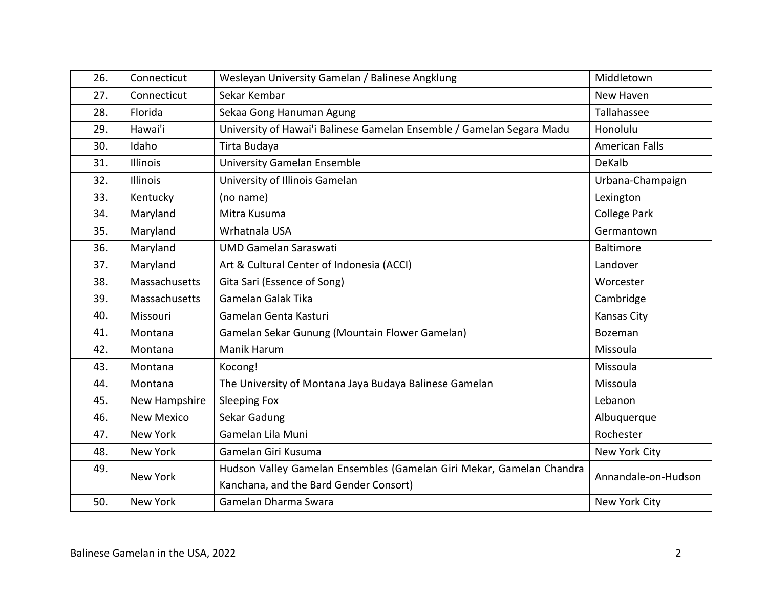| 26. | Connecticut | Wesleyan University Gamelan / Balinese Angklung | Middletown |
|---|---|---|---|
| 27. | Connecticut | Sekar Kembar | New Haven |
| 28. | Florida | Sekaa Gong Hanuman Agung | Tallahassee |
| 29. | Hawai'i | University of Hawai'i Balinese Gamelan Ensemble / Gamelan Segara Madu | Honolulu |
| 30. | Idaho | Tirta Budaya | American Falls |
| 31. | Illinois | University Gamelan Ensemble | DeKalb |
| 32. | Illinois | University of Illinois Gamelan | Urbana-Champaign |
| 33. | Kentucky | (no name) | Lexington |
| 34. | Maryland | Mitra Kusuma | College Park |
| 35. | Maryland | Wrhatnala USA | Germantown |
| 36. | Maryland | UMD Gamelan Saraswati | Baltimore |
| 37. | Maryland | Art & Cultural Center of Indonesia (ACCI) | Landover |
| 38. | Massachusetts | Gita Sari (Essence of Song) | Worcester |
| 39. | Massachusetts | Gamelan Galak Tika | Cambridge |
| 40. | Missouri | Gamelan Genta Kasturi | Kansas City |
| 41. | Montana | Gamelan Sekar Gunung (Mountain Flower Gamelan) | Bozeman |
| 42. | Montana | Manik Harum | Missoula |
| 43. | Montana | Kocong! | Missoula |
| 44. | Montana | The University of Montana Jaya Budaya Balinese Gamelan | Missoula |
| 45. | New Hampshire | Sleeping Fox | Lebanon |
| 46. | New Mexico | Sekar Gadung | Albuquerque |
| 47. | New York | Gamelan Lila Muni | Rochester |
| 48. | New York | Gamelan Giri Kusuma | New York City |
| 49. | New York | Hudson Valley Gamelan Ensembles (Gamelan Giri Mekar, Gamelan Chandra Kanchana, and the Bard Gender Consort) | Annandale-on-Hudson |
| 50. | New York | Gamelan Dharma Swara | New York City |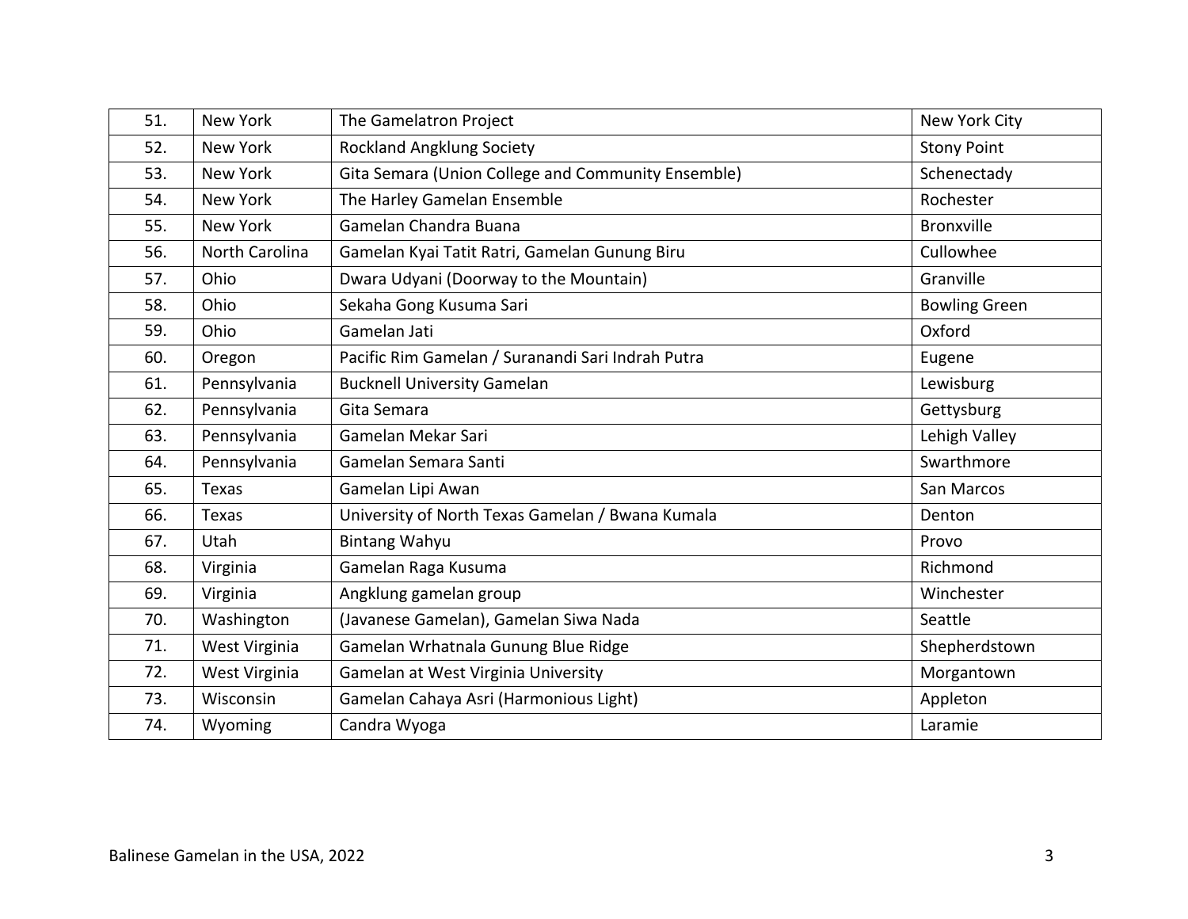| | | | |
|---|---|---|---|
| 51. | New York | The Gamelatron Project | New York City |
| 52. | New York | Rockland Angklung Society | Stony Point |
| 53. | New York | Gita Semara (Union College and Community Ensemble) | Schenectady |
| 54. | New York | The Harley Gamelan Ensemble | Rochester |
| 55. | New York | Gamelan Chandra Buana | Bronxville |
| 56. | North Carolina | Gamelan Kyai Tatit Ratri, Gamelan Gunung Biru | Cullowhee |
| 57. | Ohio | Dwara Udyani (Doorway to the Mountain) | Granville |
| 58. | Ohio | Sekaha Gong Kusuma Sari | Bowling Green |
| 59. | Ohio | Gamelan Jati | Oxford |
| 60. | Oregon | Pacific Rim Gamelan / Suranandi Sari Indrah Putra | Eugene |
| 61. | Pennsylvania | Bucknell University Gamelan | Lewisburg |
| 62. | Pennsylvania | Gita Semara | Gettysburg |
| 63. | Pennsylvania | Gamelan Mekar Sari | Lehigh Valley |
| 64. | Pennsylvania | Gamelan Semara Santi | Swarthmore |
| 65. | Texas | Gamelan Lipi Awan | San Marcos |
| 66. | Texas | University of North Texas Gamelan / Bwana Kumala | Denton |
| 67. | Utah | Bintang Wahyu | Provo |
| 68. | Virginia | Gamelan Raga Kusuma | Richmond |
| 69. | Virginia | Angklung gamelan group | Winchester |
| 70. | Washington | (Javanese Gamelan), Gamelan Siwa Nada | Seattle |
| 71. | West Virginia | Gamelan Wrhatnala Gunung Blue Ridge | Shepherdstown |
| 72. | West Virginia | Gamelan at West Virginia University | Morgantown |
| 73. | Wisconsin | Gamelan Cahaya Asri (Harmonious Light) | Appleton |
| 74. | Wyoming | Candra Wyoga | Laramie |